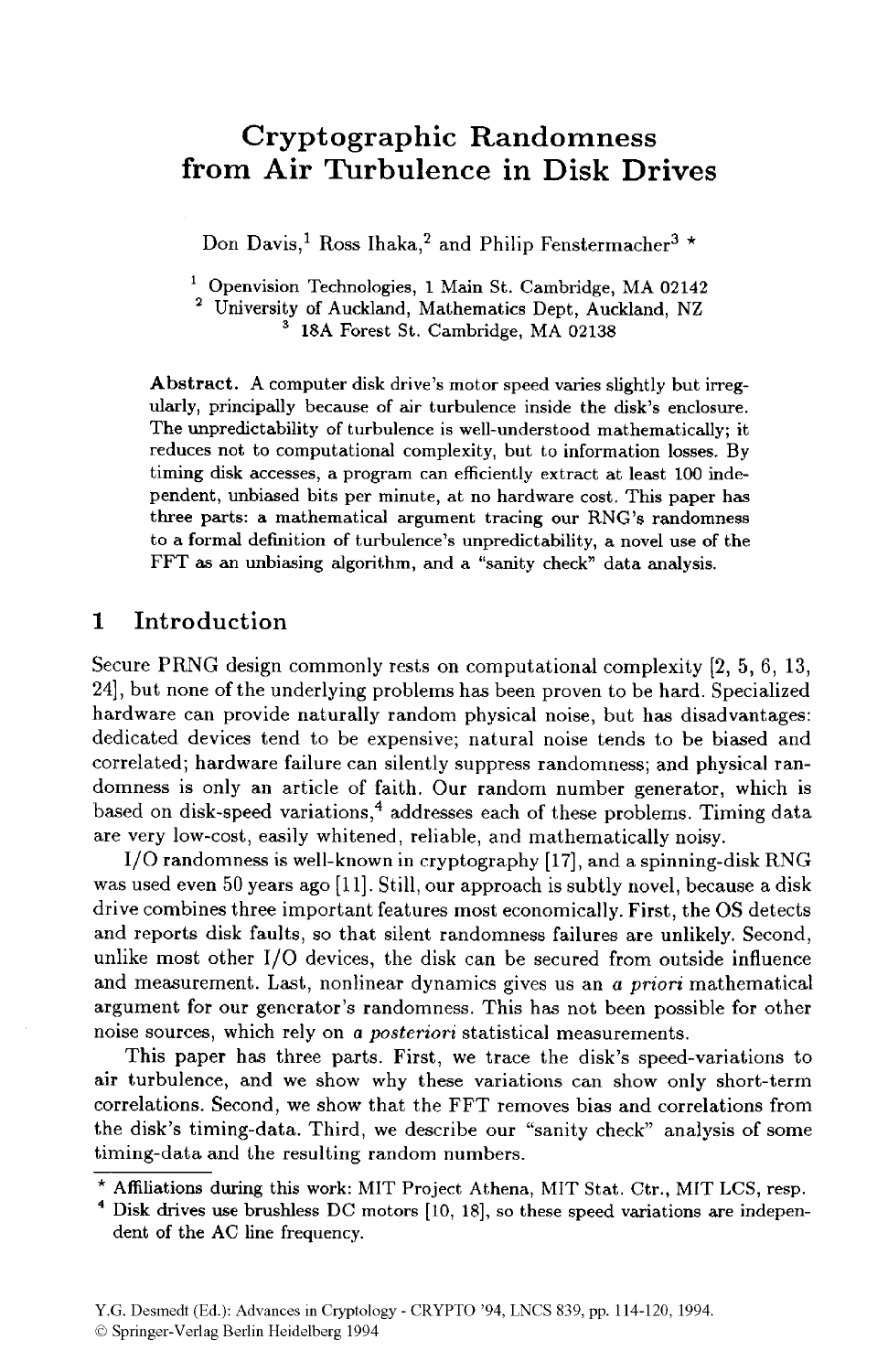# Cryptographic Randomness from Air Turbulence in Disk Drives

Don Davis,[1] Ross Ihaka,[2] and Philip Fenstermacher[3] *

[1] Openvision Technologies, 1 Main St. Cambridge, MA 02142
[2] University of Auckland, Mathematics Dept, Auckland, NZ
[3] 18A Forest St. Cambridge, MA 02138

**Abstract.** A computer disk drive's motor speed varies slightly but irregularly, principally because of air turbulence inside the disk's enclosure. The unpredictability of turbulence is well-understood mathematically; it reduces not to computational complexity, but to information losses. By timing disk accesses, a program can efficiently extract at least 100 independent, unbiased bits per minute, at no hardware cost. This paper has three parts: a mathematical argument tracing our RNG's randomness to a formal definition of turbulence's unpredictability, a novel use of the FFT as an unbiasing algorithm, and a "sanity check" data analysis.

## 1 Introduction

Secure PRNG design commonly rests on computational complexity [2, 5, 6, 13, 24], but none of the underlying problems has been proven to be hard. Specialized hardware can provide naturally random physical noise, but has disadvantages: dedicated devices tend to be expensive; natural noise tends to be biased and correlated; hardware failure can silently suppress randomness; and physical randomness is only an article of faith. Our random number generator, which is based on disk-speed variations,[4] addresses each of these problems. Timing data are very low-cost, easily whitened, reliable, and mathematically noisy.

I/O randomness is well-known in cryptography [17], and a spinning-disk RNG was used even 50 years ago [11]. Still, our approach is subtly novel, because a disk drive combines three important features most economically. First, the OS detects and reports disk faults, so that silent randomness failures are unlikely. Second, unlike most other I/O devices, the disk can be secured from outside influence and measurement. Last, nonlinear dynamics gives us an *a priori* mathematical argument for our generator's randomness. This has not been possible for other noise sources, which rely on *a posteriori* statistical measurements.

This paper has three parts. First, we trace the disk's speed-variations to air turbulence, and we show why these variations can show only short-term correlations. Second, we show that the FFT removes bias and correlations from the disk's timing-data. Third, we describe our "sanity check" analysis of some timing-data and the resulting random numbers.

---

* Affiliations during this work: MIT Project Athena, MIT Stat. Ctr., MIT LCS, resp.

[4] Disk drives use brushless DC motors [10, 18], so these speed variations are independent of the AC line frequency.

Y.G. Desmedt (Ed.): Advances in Cryptology - CRYPTO '94, LNCS 839, pp. 114-120, 1994.
© Springer-Verlag Berlin Heidelberg 1994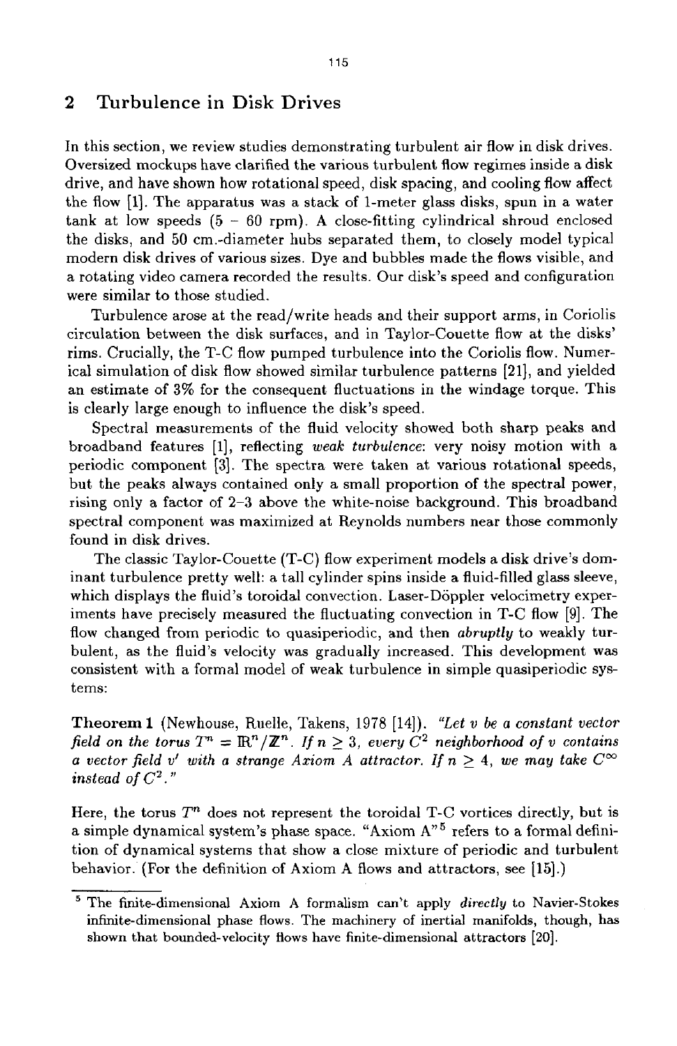## 2 Turbulence in Disk Drives

In this section, we review studies demonstrating turbulent air flow in disk drives. Oversized mockups have clarified the various turbulent flow regimes inside a disk drive, and have shown how rotational speed, disk spacing, and cooling flow affect the flow [1]. The apparatus was a stack of 1-meter glass disks, spun in a water tank at low speeds (5 – 60 rpm). A close-fitting cylindrical shroud enclosed the disks, and 50 cm.-diameter hubs separated them, to closely model typical modern disk drives of various sizes. Dye and bubbles made the flows visible, and a rotating video camera recorded the results. Our disk's speed and configuration were similar to those studied.

Turbulence arose at the read/write heads and their support arms, in Coriolis circulation between the disk surfaces, and in Taylor-Couette flow at the disks' rims. Crucially, the T-C flow pumped turbulence into the Coriolis flow. Numerical simulation of disk flow showed similar turbulence patterns [21], and yielded an estimate of 3% for the consequent fluctuations in the windage torque. This is clearly large enough to influence the disk's speed.

Spectral measurements of the fluid velocity showed both sharp peaks and broadband features [1], reflecting *weak turbulence*: very noisy motion with a periodic component [3]. The spectra were taken at various rotational speeds, but the peaks always contained only a small proportion of the spectral power, rising only a factor of 2–3 above the white-noise background. This broadband spectral component was maximized at Reynolds numbers near those commonly found in disk drives.

The classic Taylor-Couette (T-C) flow experiment models a disk drive's dominant turbulence pretty well: a tall cylinder spins inside a fluid-filled glass sleeve, which displays the fluid's toroidal convection. Laser-Döppler velocimetry experiments have precisely measured the fluctuating convection in T-C flow [9]. The flow changed from periodic to quasiperiodic, and then *abruptly* to weakly turbulent, as the fluid's velocity was gradually increased. This development was consistent with a formal model of weak turbulence in simple quasiperiodic systems:

**Theorem 1** (Newhouse, Ruelle, Takens, 1978 [14]). *"Let $v$ be a constant vector field on the torus $T^n = \mathbb{R}^n/\mathbb{Z}^n$. If $n \geq 3$, every $C^2$ neighborhood of $v$ contains a vector field $v'$ with a strange Axiom A attractor. If $n \geq 4$, we may take $C^\infty$ instead of $C^2$."*

Here, the torus $T^n$ does not represent the toroidal T-C vortices directly, but is a simple dynamical system's phase space. "Axiom A"[5] refers to a formal definition of dynamical systems that show a close mixture of periodic and turbulent behavior. (For the definition of Axiom A flows and attractors, see [15].)

[5] The finite-dimensional Axiom A formalism can't apply *directly* to Navier-Stokes infinite-dimensional phase flows. The machinery of inertial manifolds, though, has shown that bounded-velocity flows have finite-dimensional attractors [20].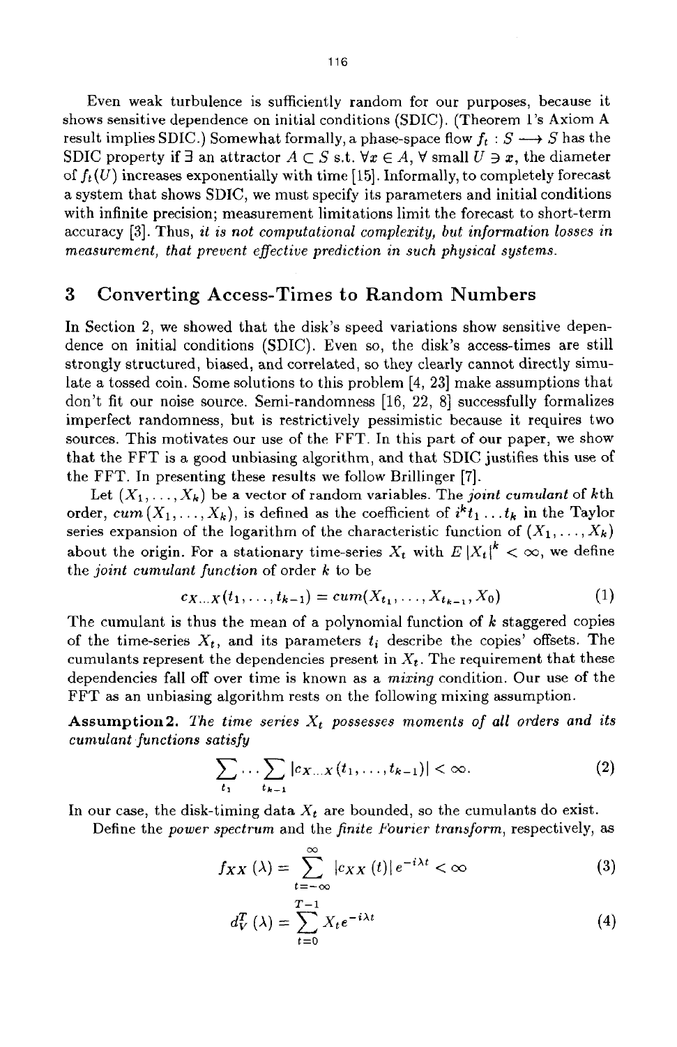Even weak turbulence is sufficiently random for our purposes, because it shows sensitive dependence on initial conditions (SDIC). (Theorem 1's Axiom A result implies SDIC.) Somewhat formally, a phase-space flow $f_t : S \longrightarrow S$ has the SDIC property if $\exists$ an attractor $A \subset S$ s.t. $\forall x \in A$, $\forall$ small $U \ni x$, the diameter of $f_t(U)$ increases exponentially with time [15]. Informally, to completely forecast a system that shows SDIC, we must specify its parameters and initial conditions with infinite precision; measurement limitations limit the forecast to short-term accuracy [3]. Thus, *it is not computational complexity, but information losses in measurement, that prevent effective prediction in such physical systems.*

## 3 Converting Access-Times to Random Numbers

In Section 2, we showed that the disk's speed variations show sensitive dependence on initial conditions (SDIC). Even so, the disk's access-times are still strongly structured, biased, and correlated, so they clearly cannot directly simulate a tossed coin. Some solutions to this problem [4, 23] make assumptions that don't fit our noise source. Semi-randomness [16, 22, 8] successfully formalizes imperfect randomness, but is restrictively pessimistic because it requires two sources. This motivates our use of the FFT. In this part of our paper, we show that the FFT is a good unbiasing algorithm, and that SDIC justifies this use of the FFT. In presenting these results we follow Brillinger [7].

Let $(X_1, \ldots, X_k)$ be a vector of random variables. The *joint cumulant* of $k$th order, $cum(X_1, \ldots, X_k)$, is defined as the coefficient of $i^k t_1 \ldots t_k$ in the Taylor series expansion of the logarithm of the characteristic function of $(X_1, \ldots, X_k)$ about the origin. For a stationary time-series $X_t$ with $E|X_t|^k < \infty$, we define the *joint cumulant function* of order $k$ to be

$$c_{X \ldots X}(t_1, \ldots, t_{k-1}) = cum(X_{t_1}, \ldots, X_{t_{k-1}}, X_0) \tag{1}$$

The cumulant is thus the mean of a polynomial function of $k$ staggered copies of the time-series $X_t$, and its parameters $t_i$ describe the copies' offsets. The cumulants represent the dependencies present in $X_t$. The requirement that these dependencies fall off over time is known as a *mixing* condition. Our use of the FFT as an unbiasing algorithm rests on the following mixing assumption.

**Assumption 2.** *The time series $X_t$ possesses moments of all orders and its cumulant functions satisfy*

$$\sum_{t_1} \cdots \sum_{t_{k-1}} |c_{X \ldots X}(t_1, \ldots, t_{k-1})| < \infty. \tag{2}$$

In our case, the disk-timing data $X_t$ are bounded, so the cumulants do exist.

Define the *power spectrum* and the *finite Fourier transform*, respectively, as

$$f_{XX}(\lambda) = \sum_{t=-\infty}^{\infty} |c_{XX}(t)| e^{-i\lambda t} < \infty \tag{3}$$

$$d_V^T(\lambda) = \sum_{t=0}^{T-1} X_t e^{-i\lambda t} \tag{4}$$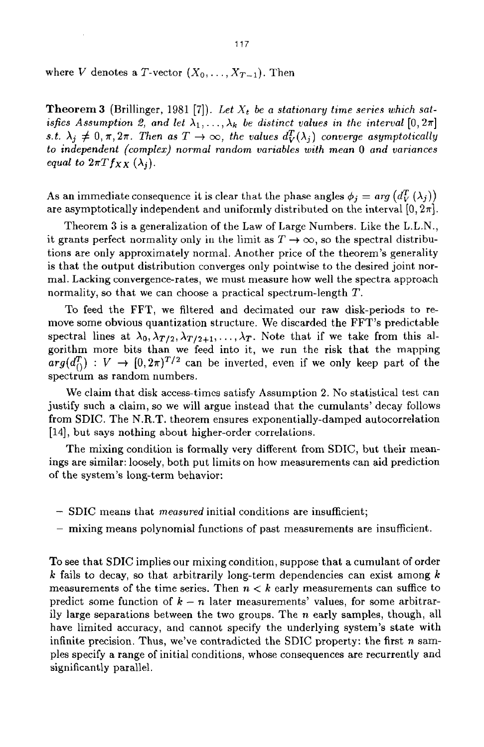where $V$ denotes a $T$-vector $(X_0, \ldots, X_{T-1})$. Then

**Theorem 3** (Brillinger, 1981 [7]). *Let $X_t$ be a stationary time series which satisfies Assumption 2, and let $\lambda_1, \ldots, \lambda_k$ be distinct values in the interval $[0, 2\pi]$ s.t. $\lambda_j \neq 0, \pi, 2\pi$. Then as $T \to \infty$, the values $d_V^T(\lambda_j)$ converge asymptotically to independent (complex) normal random variables with mean 0 and variances equal to $2\pi T f_{XX}(\lambda_j)$.*

As an immediate consequence it is clear that the phase angles $\phi_j = arg\left(d_V^T(\lambda_j)\right)$ are asymptotically independent and uniformly distributed on the interval $[0, 2\pi]$.

Theorem 3 is a generalization of the Law of Large Numbers. Like the L.L.N., it grants perfect normality only in the limit as $T \to \infty$, so the spectral distributions are only approximately normal. Another price of the theorem's generality is that the output distribution converges only pointwise to the desired joint normal. Lacking convergence-rates, we must measure how well the spectra approach normality, so that we can choose a practical spectrum-length $T$.

To feed the FFT, we filtered and decimated our raw disk-periods to remove some obvious quantization structure. We discarded the FFT's predictable spectral lines at $\lambda_0, \lambda_{T/2}, \lambda_{T/2+1}, \ldots, \lambda_T$. Note that if we take from this algorithm more bits than we feed into it, we run the risk that the mapping $arg(d_{()}^T) : V \to [0, 2\pi)^{T/2}$ can be inverted, even if we only keep part of the spectrum as random numbers.

We claim that disk access-times satisfy Assumption 2. No statistical test can justify such a claim, so we will argue instead that the cumulants' decay follows from SDIC. The N.R.T. theorem ensures exponentially-damped autocorrelation [14], but says nothing about higher-order correlations.

The mixing condition is formally very different from SDIC, but their meanings are similar: loosely, both put limits on how measurements can aid prediction of the system's long-term behavior:

- SDIC means that *measured* initial conditions are insufficient;
- **mixing** means polynomial functions of past measurements are insufficient.

To see that SDIC implies our mixing condition, suppose that a cumulant of order $k$ fails to decay, so that arbitrarily long-term dependencies can exist among $k$ measurements of the time series. Then $n < k$ early measurements can suffice to predict some function of $k - n$ later measurements' values, for some arbitrarily large separations between the two groups. The $n$ early samples, though, all have limited accuracy, and cannot specify the underlying system's state with infinite precision. Thus, we've contradicted the SDIC property: the first $n$ samples specify a range of initial conditions, whose consequences are recurrently and significantly parallel.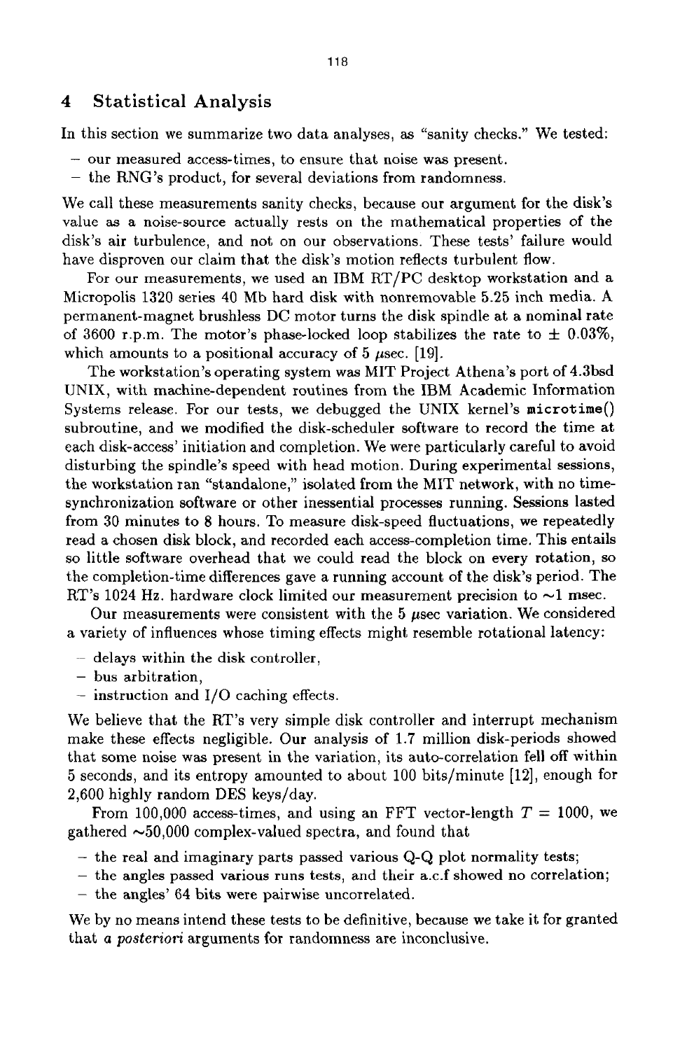# 4 Statistical Analysis

In this section we summarize two data analyses, as "sanity checks." We tested:

- our measured access-times, to ensure that noise was present.
- the RNG's product, for several deviations from randomness.

We call these measurements sanity checks, because our argument for the disk's value as a noise-source actually rests on the mathematical properties of the disk's air turbulence, and not on our observations. These tests' failure would have disproven our claim that the disk's motion reflects turbulent flow.

For our measurements, we used an IBM RT/PC desktop workstation and a Micropolis 1320 series 40 Mb hard disk with nonremovable 5.25 inch media. A permanent-magnet brushless DC motor turns the disk spindle at a nominal rate of 3600 r.p.m. The motor's phase-locked loop stabilizes the rate to ± 0.03%, which amounts to a positional accuracy of 5 $\mu$sec. [19].

The workstation's operating system was MIT Project Athena's port of 4.3bsd UNIX, with machine-dependent routines from the IBM Academic Information Systems release. For our tests, we debugged the UNIX kernel's `microtime()` subroutine, and we modified the disk-scheduler software to record the time at each disk-access' initiation and completion. We were particularly careful to avoid disturbing the spindle's speed with head motion. During experimental sessions, the workstation ran "standalone," isolated from the MIT network, with no time-synchronization software or other inessential processes running. Sessions lasted from 30 minutes to 8 hours. To measure disk-speed fluctuations, we repeatedly read a chosen disk block, and recorded each access-completion time. This entails so little software overhead that we could read the block on every rotation, so the completion-time differences gave a running account of the disk's period. The RT's 1024 Hz. hardware clock limited our measurement precision to ~1 msec.

Our measurements were consistent with the 5 $\mu$sec variation. We considered a variety of influences whose timing effects might resemble rotational latency:

- delays within the disk controller,
- bus arbitration,
- instruction and I/O caching effects.

We believe that the RT's very simple disk controller and interrupt mechanism make these effects negligible. Our analysis of 1.7 million disk-periods showed that some noise was present in the variation, its auto-correlation fell off within 5 seconds, and its entropy amounted to about 100 bits/minute [12], enough for 2,600 highly random DES keys/day.

From 100,000 access-times, and using an FFT vector-length $T = 1000$, we gathered ~50,000 complex-valued spectra, and found that

- the real and imaginary parts passed various Q-Q plot normality tests;
- the angles passed various runs tests, and their a.c.f showed no correlation;
- the angles' 64 bits were pairwise uncorrelated.

We by no means intend these tests to be definitive, because we take it for granted that *a posteriori* arguments for randomness are inconclusive.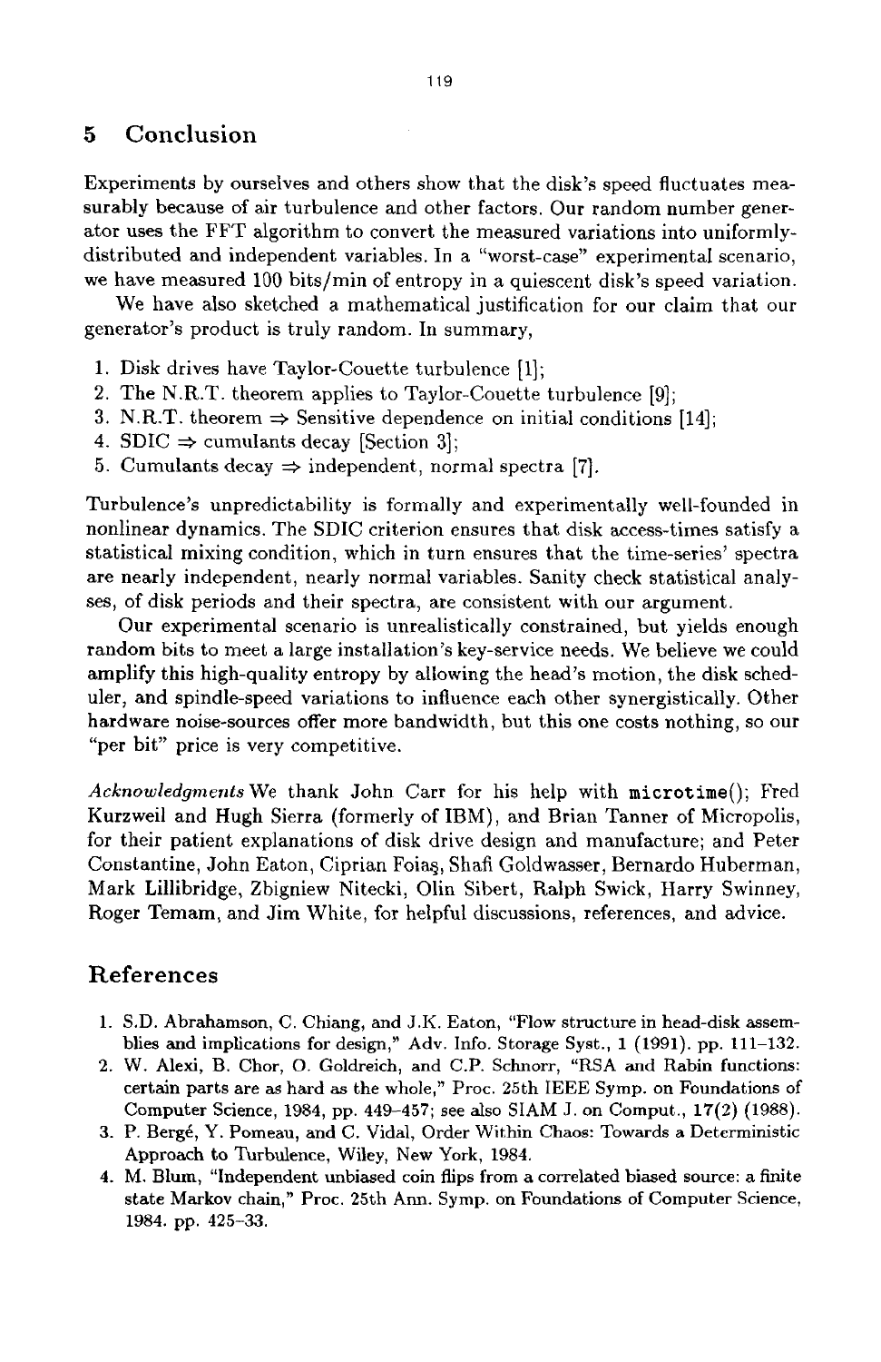## 5 Conclusion

Experiments by ourselves and others show that the disk's speed fluctuates measurably because of air turbulence and other factors. Our random number generator uses the FFT algorithm to convert the measured variations into uniformly-distributed and independent variables. In a "worst-case" experimental scenario, we have measured 100 bits/min of entropy in a quiescent disk's speed variation.

We have also sketched a mathematical justification for our claim that our generator's product is truly random. In summary,

1. Disk drives have Taylor-Couette turbulence [1];
2. The N.R.T. theorem applies to Taylor-Couette turbulence [9];
3. N.R.T. theorem $\Rightarrow$ Sensitive dependence on initial conditions [14];
4. SDIC $\Rightarrow$ cumulants decay [Section 3];
5. Cumulants decay $\Rightarrow$ independent, normal spectra [7].

Turbulence's unpredictability is formally and experimentally well-founded in nonlinear dynamics. The SDIC criterion ensures that disk access-times satisfy a statistical mixing condition, which in turn ensures that the time-series' spectra are nearly independent, nearly normal variables. Sanity check statistical analyses, of disk periods and their spectra, are consistent with our argument.

Our experimental scenario is unrealistically constrained, but yields enough random bits to meet a large installation's key-service needs. We believe we could amplify this high-quality entropy by allowing the head's motion, the disk scheduler, and spindle-speed variations to influence each other synergistically. Other hardware noise-sources offer more bandwidth, but this one costs nothing, so our "per bit" price is very competitive.

*Acknowledgments* We thank John Carr for his help with `microtime()`; Fred Kurzweil and Hugh Sierra (formerly of IBM), and Brian Tanner of Micropolis, for their patient explanations of disk drive design and manufacture; and Peter Constantine, John Eaton, Ciprian Foiaş, Shafi Goldwasser, Bernardo Huberman, Mark Lillibridge, Zbigniew Nitecki, Olin Sibert, Ralph Swick, Harry Swinney, Roger Temam, and Jim White, for helpful discussions, references, and advice.

## References

1. S.D. Abrahamson, C. Chiang, and J.K. Eaton, "Flow structure in head-disk assemblies and implications for design," Adv. Info. Storage Syst., **1** (1991). pp. 111–132.
2. W. Alexi, B. Chor, O. Goldreich, and C.P. Schnorr, "RSA and Rabin functions: certain parts are as hard as the whole," Proc. 25th IEEE Symp. on Foundations of Computer Science, 1984, pp. 449–457; see also SIAM J. on Comput., **17**(2) (1988).
3. P. Bergé, Y. Pomeau, and C. Vidal, Order Within Chaos: Towards a Deterministic Approach to Turbulence, Wiley, New York, 1984.
4. M. Blum, "Independent unbiased coin flips from a correlated biased source: a finite state Markov chain," Proc. 25th Ann. Symp. on Foundations of Computer Science, 1984. pp. 425–33.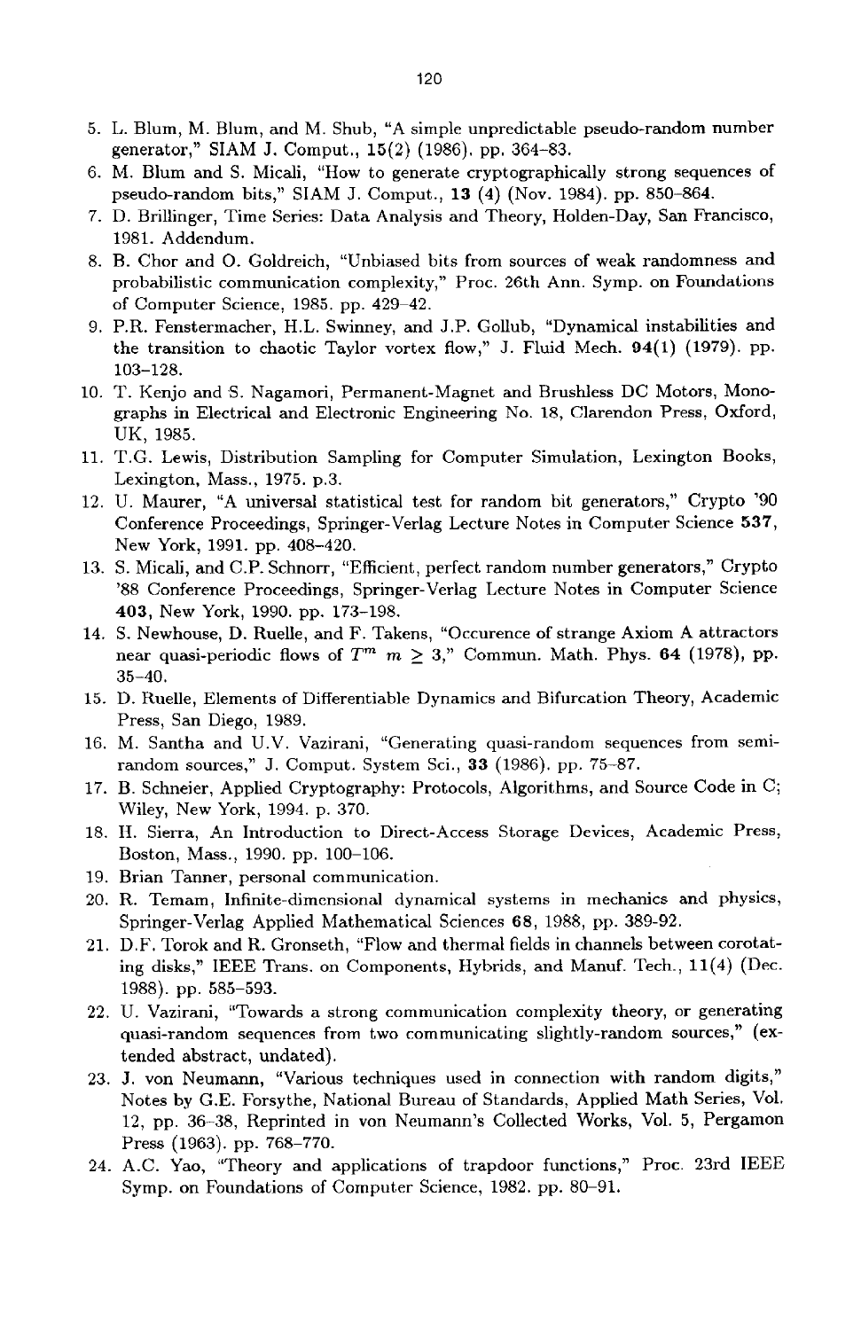5. L. Blum, M. Blum, and M. Shub, "A simple unpredictable pseudo-random number generator," SIAM J. Comput., **15**(2) (1986). pp. 364–83.
6. M. Blum and S. Micali, "How to generate cryptographically strong sequences of pseudo-random bits," SIAM J. Comput., **13** (4) (Nov. 1984). pp. 850–864.
7. D. Brillinger, Time Series: Data Analysis and Theory, Holden-Day, San Francisco, 1981. Addendum.
8. B. Chor and O. Goldreich, "Unbiased bits from sources of weak randomness and probabilistic communication complexity," Proc. 26th Ann. Symp. on Foundations of Computer Science, 1985. pp. 429–42.
9. P.R. Fenstermacher, H.L. Swinney, and J.P. Gollub, "Dynamical instabilities and the transition to chaotic Taylor vortex flow," J. Fluid Mech. **94**(1) (1979). pp. 103–128.
10. T. Kenjo and S. Nagamori, Permanent-Magnet and Brushless DC Motors, Monographs in Electrical and Electronic Engineering No. 18, Clarendon Press, Oxford, UK, 1985.
11. T.G. Lewis, Distribution Sampling for Computer Simulation, Lexington Books, Lexington, Mass., 1975. p.3.
12. U. Maurer, "A universal statistical test for random bit generators," Crypto '90 Conference Proceedings, Springer-Verlag Lecture Notes in Computer Science **537**, New York, 1991. pp. 408–420.
13. S. Micali, and C.P. Schnorr, "Efficient, perfect random number generators," Crypto '88 Conference Proceedings, Springer-Verlag Lecture Notes in Computer Science **403**, New York, 1990. pp. 173–198.
14. S. Newhouse, D. Ruelle, and F. Takens, "Occurence of strange Axiom A attractors near quasi-periodic flows of $T^m$ $m \geq 3$," Commun. Math. Phys. **64** (1978), pp. 35–40.
15. D. Ruelle, Elements of Differentiable Dynamics and Bifurcation Theory, Academic Press, San Diego, 1989.
16. M. Santha and U.V. Vazirani, "Generating quasi-random sequences from semi-random sources," J. Comput. System Sci., **33** (1986). pp. 75–87.
17. B. Schneier, Applied Cryptography: Protocols, Algorithms, and Source Code in C; Wiley, New York, 1994. p. 370.
18. H. Sierra, An Introduction to Direct-Access Storage Devices, Academic Press, Boston, Mass., 1990. pp. 100–106.
19. Brian Tanner, personal communication.
20. R. Temam, Infinite-dimensional dynamical systems in mechanics and physics, Springer-Verlag Applied Mathematical Sciences **68**, 1988, pp. 389-92.
21. D.F. Torok and R. Gronseth, "Flow and thermal fields in channels between corotating disks," IEEE Trans. on Components, Hybrids, and Manuf. Tech., **11**(4) (Dec. 1988). pp. 585–593.
22. U. Vazirani, "Towards a strong communication complexity theory, or generating quasi-random sequences from two communicating slightly-random sources," (extended abstract, undated).
23. J. von Neumann, "Various techniques used in connection with random digits," Notes by G.E. Forsythe, National Bureau of Standards, Applied Math Series, Vol. 12, pp. 36–38, Reprinted in von Neumann's Collected Works, Vol. 5, Pergamon Press (1963). pp. 768–770.
24. A.C. Yao, "Theory and applications of trapdoor functions," Proc. 23rd IEEE Symp. on Foundations of Computer Science, 1982. pp. 80–91.